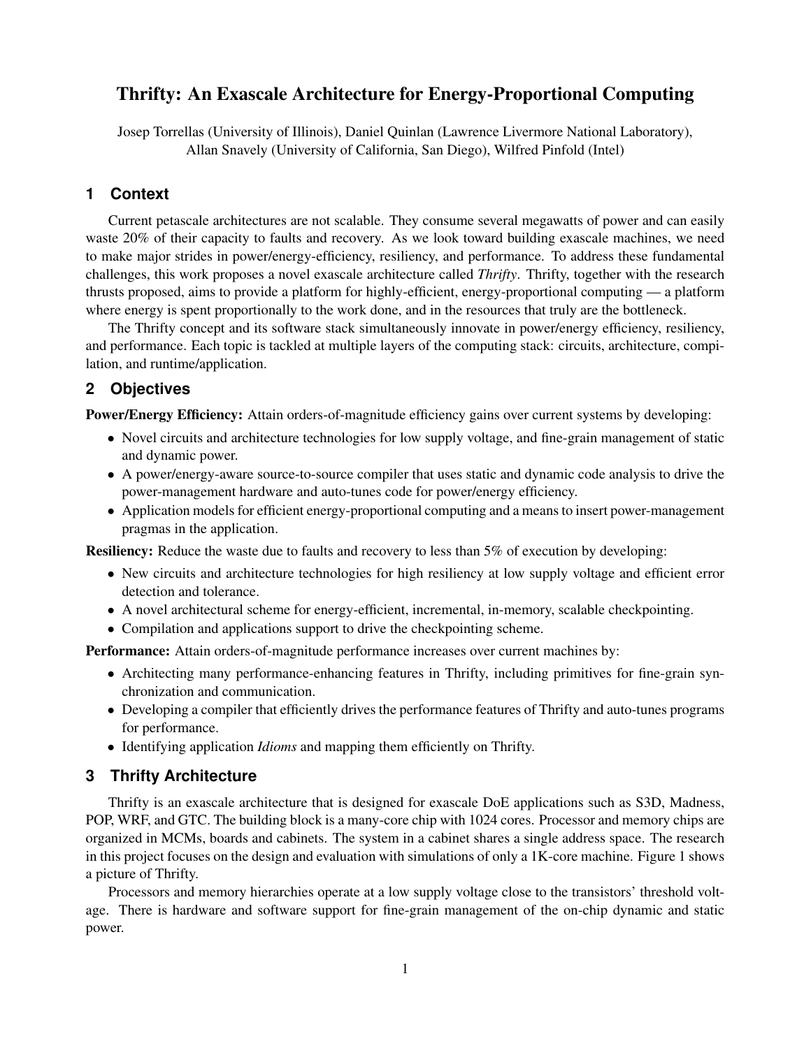# Thrifty: An Exascale Architecture for Energy-Proportional Computing

Josep Torrellas (University of Illinois), Daniel Quinlan (Lawrence Livermore National Laboratory), Allan Snavely (University of California, San Diego), Wilfred Pinfold (Intel)

## 1 Context

Current petascale architectures are not scalable. They consume several megawatts of power and can easily waste 20% of their capacity to faults and recovery. As we look toward building exascale machines, we need to make major strides in power/energy-efficiency, resiliency, and performance. To address these fundamental challenges, this work proposes a novel exascale architecture called *Thrifty*. Thrifty, together with the research thrusts proposed, aims to provide a platform for highly-efficient, energy-proportional computing — a platform where energy is spent proportionally to the work done, and in the resources that truly are the bottleneck.

The Thrifty concept and its software stack simultaneously innovate in power/energy efficiency, resiliency, and performance. Each topic is tackled at multiple layers of the computing stack: circuits, architecture, compilation, and runtime/application.

## 2 Objectives

**Power/Energy Efficiency:** Attain orders-of-magnitude efficiency gains over current systems by developing:

- Novel circuits and architecture technologies for low supply voltage, and fine-grain management of static and dynamic power.
- A power/energy-aware source-to-source compiler that uses static and dynamic code analysis to drive the power-management hardware and auto-tunes code for power/energy efficiency.
- Application models for efficient energy-proportional computing and a means to insert power-management pragmas in the application.

**Resiliency:** Reduce the waste due to faults and recovery to less than 5% of execution by developing:

- New circuits and architecture technologies for high resiliency at low supply voltage and efficient error detection and tolerance.
- A novel architectural scheme for energy-efficient, incremental, in-memory, scalable checkpointing.
- Compilation and applications support to drive the checkpointing scheme.

**Performance:** Attain orders-of-magnitude performance increases over current machines by:

- Architecting many performance-enhancing features in Thrifty, including primitives for fine-grain synchronization and communication.
- Developing a compiler that efficiently drives the performance features of Thrifty and auto-tunes programs for performance.
- Identifying application *Idioms* and mapping them efficiently on Thrifty.

## 3 Thrifty Architecture

Thrifty is an exascale architecture that is designed for exascale DoE applications such as S3D, Madness, POP, WRF, and GTC. The building block is a many-core chip with 1024 cores. Processor and memory chips are organized in MCMs, boards and cabinets. The system in a cabinet shares a single address space. The research in this project focuses on the design and evaluation with simulations of only a 1K-core machine. Figure 1 shows a picture of Thrifty.

Processors and memory hierarchies operate at a low supply voltage close to the transistors' threshold voltage. There is hardware and software support for fine-grain management of the on-chip dynamic and static power.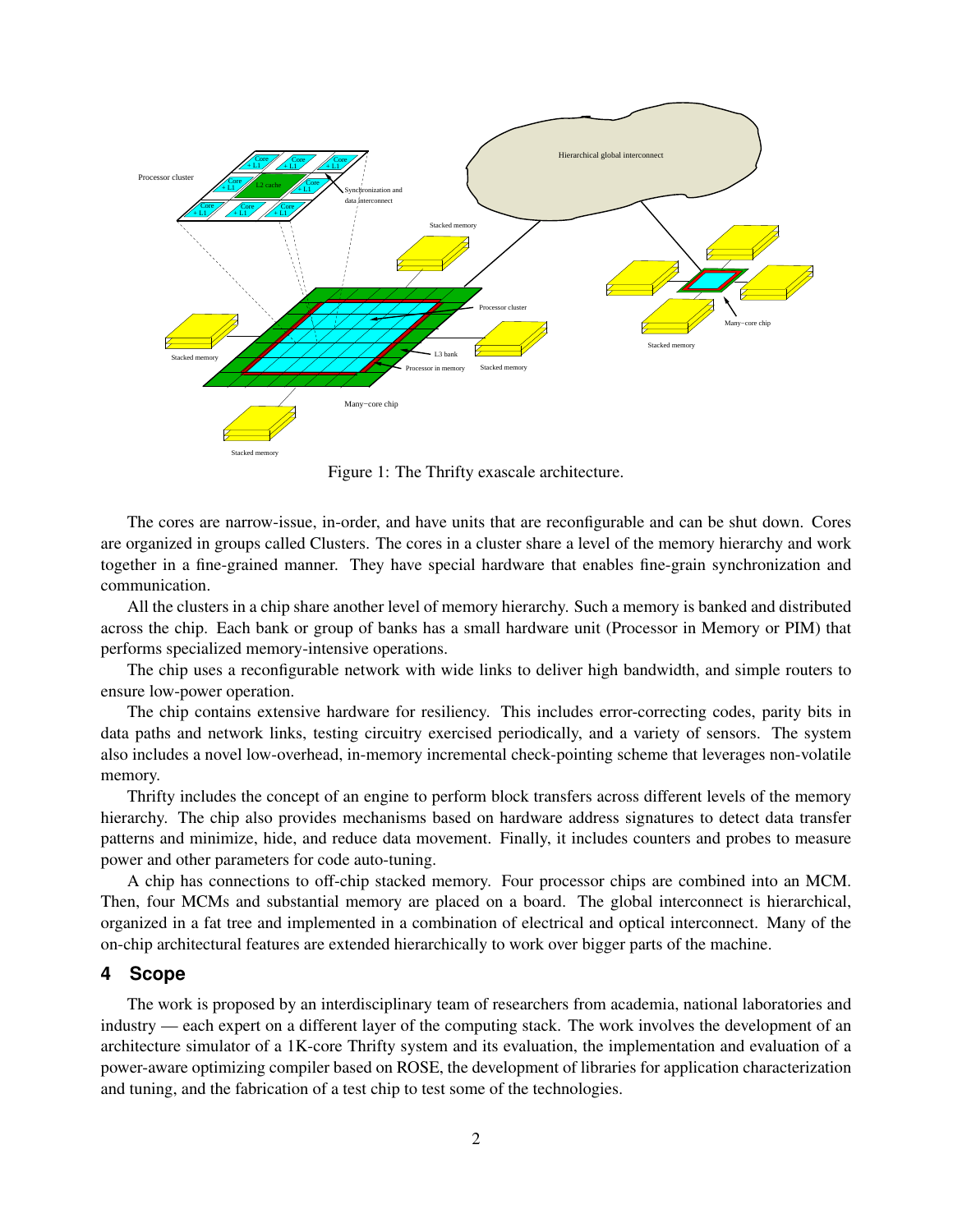Processor cluster

Core + L1

L2 cache

Synchronization and data interconnect

Hierarchical global interconnect

Stacked memory

Processor cluster

L3 bank

Processor in memory

Many−core chip

Figure 1: The Thrifty exascale architecture.

The cores are narrow-issue, in-order, and have units that are reconfigurable and can be shut down. Cores are organized in groups called Clusters. The cores in a cluster share a level of the memory hierarchy and work together in a fine-grained manner. They have special hardware that enables fine-grain synchronization and communication.

All the clusters in a chip share another level of memory hierarchy. Such a memory is banked and distributed across the chip. Each bank or group of banks has a small hardware unit (Processor in Memory or PIM) that performs specialized memory-intensive operations.

The chip uses a reconfigurable network with wide links to deliver high bandwidth, and simple routers to ensure low-power operation.

The chip contains extensive hardware for resiliency. This includes error-correcting codes, parity bits in data paths and network links, testing circuitry exercised periodically, and a variety of sensors. The system also includes a novel low-overhead, in-memory incremental check-pointing scheme that leverages non-volatile memory.

Thrifty includes the concept of an engine to perform block transfers across different levels of the memory hierarchy. The chip also provides mechanisms based on hardware address signatures to detect data transfer patterns and minimize, hide, and reduce data movement. Finally, it includes counters and probes to measure power and other parameters for code auto-tuning.

A chip has connections to off-chip stacked memory. Four processor chips are combined into an MCM. Then, four MCMs and substantial memory are placed on a board. The global interconnect is hierarchical, organized in a fat tree and implemented in a combination of electrical and optical interconnect. Many of the on-chip architectural features are extended hierarchically to work over bigger parts of the machine.

## 4 Scope

The work is proposed by an interdisciplinary team of researchers from academia, national laboratories and industry — each expert on a different layer of the computing stack. The work involves the development of an architecture simulator of a 1K-core Thrifty system and its evaluation, the implementation and evaluation of a power-aware optimizing compiler based on ROSE, the development of libraries for application characterization and tuning, and the fabrication of a test chip to test some of the technologies.